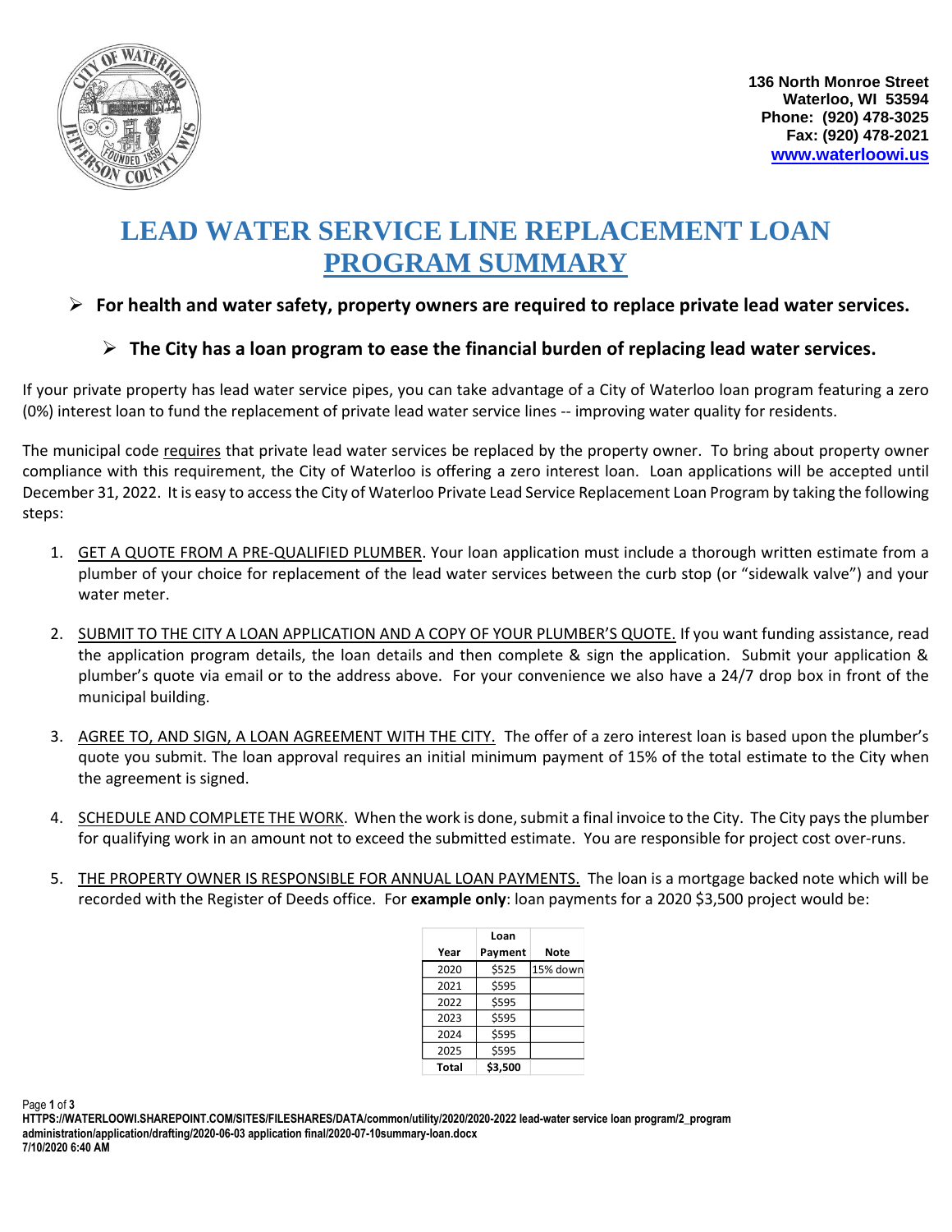136 North Monroe Street
Waterloo, WI 53594
Phone: (920) 478-3025
Fax: (920) 478-2021
www.waterloowi.us

# LEAD WATER SERVICE LINE REPLACEMENT LOAN PROGRAM SUMMARY

- **For health and water safety, property owners are required to replace private lead water services.**
  - **The City has a loan program to ease the financial burden of replacing lead water services.**

If your private property has lead water service pipes, you can take advantage of a City of Waterloo loan program featuring a zero (0%) interest loan to fund the replacement of private lead water service lines -- improving water quality for residents.

The municipal code requires that private lead water services be replaced by the property owner. To bring about property owner compliance with this requirement, the City of Waterloo is offering a zero interest loan. Loan applications will be accepted until December 31, 2022. It is easy to access the City of Waterloo Private Lead Service Replacement Loan Program by taking the following steps:

1. GET A QUOTE FROM A PRE-QUALIFIED PLUMBER. Your loan application must include a thorough written estimate from a plumber of your choice for replacement of the lead water services between the curb stop (or "sidewalk valve") and your water meter.
2. SUBMIT TO THE CITY A LOAN APPLICATION AND A COPY OF YOUR PLUMBER'S QUOTE. If you want funding assistance, read the application program details, the loan details and then complete & sign the application. Submit your application & plumber's quote via email or to the address above. For your convenience we also have a 24/7 drop box in front of the municipal building.
3. AGREE TO, AND SIGN, A LOAN AGREEMENT WITH THE CITY. The offer of a zero interest loan is based upon the plumber's quote you submit. The loan approval requires an initial minimum payment of 15% of the total estimate to the City when the agreement is signed.
4. SCHEDULE AND COMPLETE THE WORK. When the work is done, submit a final invoice to the City. The City pays the plumber for qualifying work in an amount not to exceed the submitted estimate. You are responsible for project cost over-runs.
5. THE PROPERTY OWNER IS RESPONSIBLE FOR ANNUAL LOAN PAYMENTS. The loan is a mortgage backed note which will be recorded with the Register of Deeds office. For **example only**: loan payments for a 2020 $3,500 project would be:

| Year | Loan Payment | Note |
|---|---|---|
| 2020 | $525 | 15% down |
| 2021 | $595 | |
| 2022 | $595 | |
| 2023 | $595 | |
| 2024 | $595 | |
| 2025 | $595 | |
| **Total** | **$3,500** | |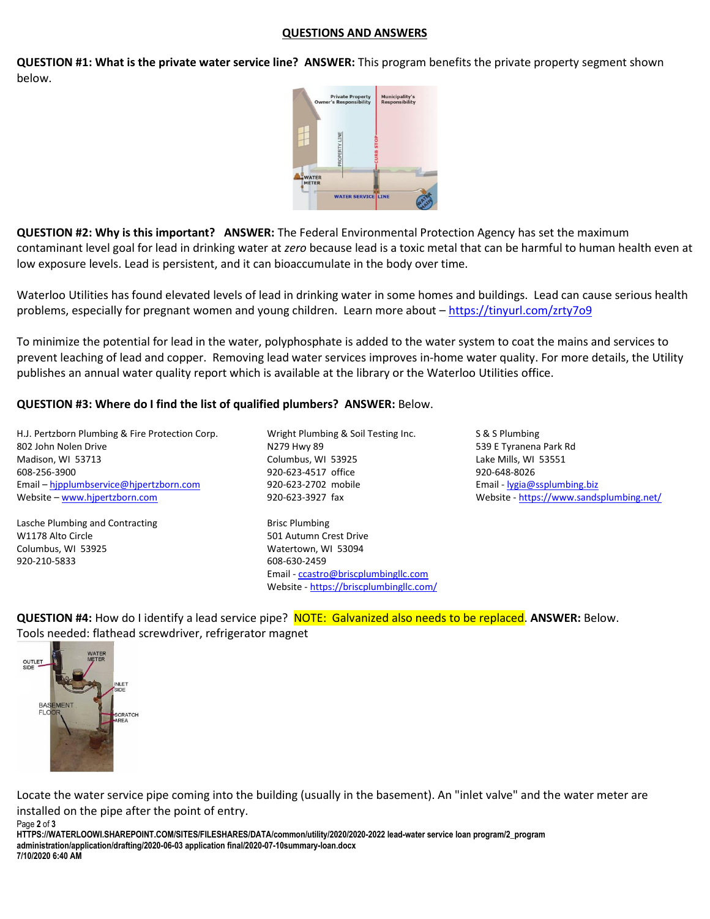## QUESTIONS AND ANSWERS

**QUESTION #1: What is the private water service line? ANSWER:** This program benefits the private property segment shown below.

**QUESTION #2: Why is this important? ANSWER:** The Federal Environmental Protection Agency has set the maximum contaminant level goal for lead in drinking water at *zero* because lead is a toxic metal that can be harmful to human health even at low exposure levels. Lead is persistent, and it can bioaccumulate in the body over time.

Waterloo Utilities has found elevated levels of lead in drinking water in some homes and buildings. Lead can cause serious health problems, especially for pregnant women and young children. Learn more about – https://tinyurl.com/zrty7o9

To minimize the potential for lead in the water, polyphosphate is added to the water system to coat the mains and services to prevent leaching of lead and copper. Removing lead water services improves in-home water quality. For more details, the Utility publishes an annual water quality report which is available at the library or the Waterloo Utilities office.

**QUESTION #3: Where do I find the list of qualified plumbers? ANSWER:** Below.

H.J. Pertzborn Plumbing & Fire Protection Corp.
802 John Nolen Drive
Madison, WI 53713
608-256-3900
Email – hjpplumbservice@hjpertzborn.com
Website – www.hjpertzborn.com

Wright Plumbing & Soil Testing Inc.
N279 Hwy 89
Columbus, WI 53925
920-623-4517 office
920-623-2702 mobile
920-623-3927 fax

S & S Plumbing
539 E Tyranena Park Rd
Lake Mills, WI 53551
920-648-8026
Email - lygia@ssplumbing.biz
Website - https://www.sandsplumbing.net/

Lasche Plumbing and Contracting
W1178 Alto Circle
Columbus, WI 53925
920-210-5833

Brisc Plumbing
501 Autumn Crest Drive
Watertown, WI 53094
608-630-2459
Email - ccastro@briscplumbingllc.com
Website - https://briscplumbingllc.com/

**QUESTION #4:** How do I identify a lead service pipe? NOTE: Galvanized also needs to be replaced. **ANSWER:** Below.
Tools needed: flathead screwdriver, refrigerator magnet

Locate the water service pipe coming into the building (usually in the basement). An "inlet valve" and the water meter are installed on the pipe after the point of entry.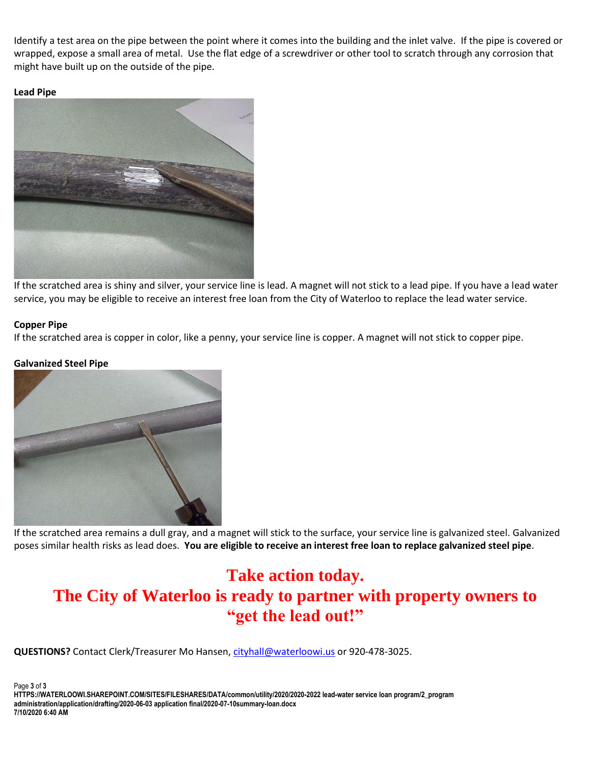Identify a test area on the pipe between the point where it comes into the building and the inlet valve. If the pipe is covered or wrapped, expose a small area of metal. Use the flat edge of a screwdriver or other tool to scratch through any corrosion that might have built up on the outside of the pipe.

**Lead Pipe**

If the scratched area is shiny and silver, your service line is lead. A magnet will not stick to a lead pipe. If you have a lead water service, you may be eligible to receive an interest free loan from the City of Waterloo to replace the lead water service.

**Copper Pipe**

If the scratched area is copper in color, like a penny, your service line is copper. A magnet will not stick to copper pipe.

**Galvanized Steel Pipe**

If the scratched area remains a dull gray, and a magnet will stick to the surface, your service line is galvanized steel. Galvanized poses similar health risks as lead does. **You are eligible to receive an interest free loan to replace galvanized steel pipe**.

## Take action today.
## The City of Waterloo is ready to partner with property owners to "get the lead out!"

**QUESTIONS?** Contact Clerk/Treasurer Mo Hansen, cityhall@waterloowi.us or 920-478-3025.

HTTPS://WATERLOOWI.SHAREPOINT.COM/SITES/FILESHARES/DATA/common/utility/2020/2020-2022 lead-water service loan program/2_program administration/application/drafting/2020-06-03 application final/2020-07-10summary-loan.docx
7/10/2020 6:40 AM